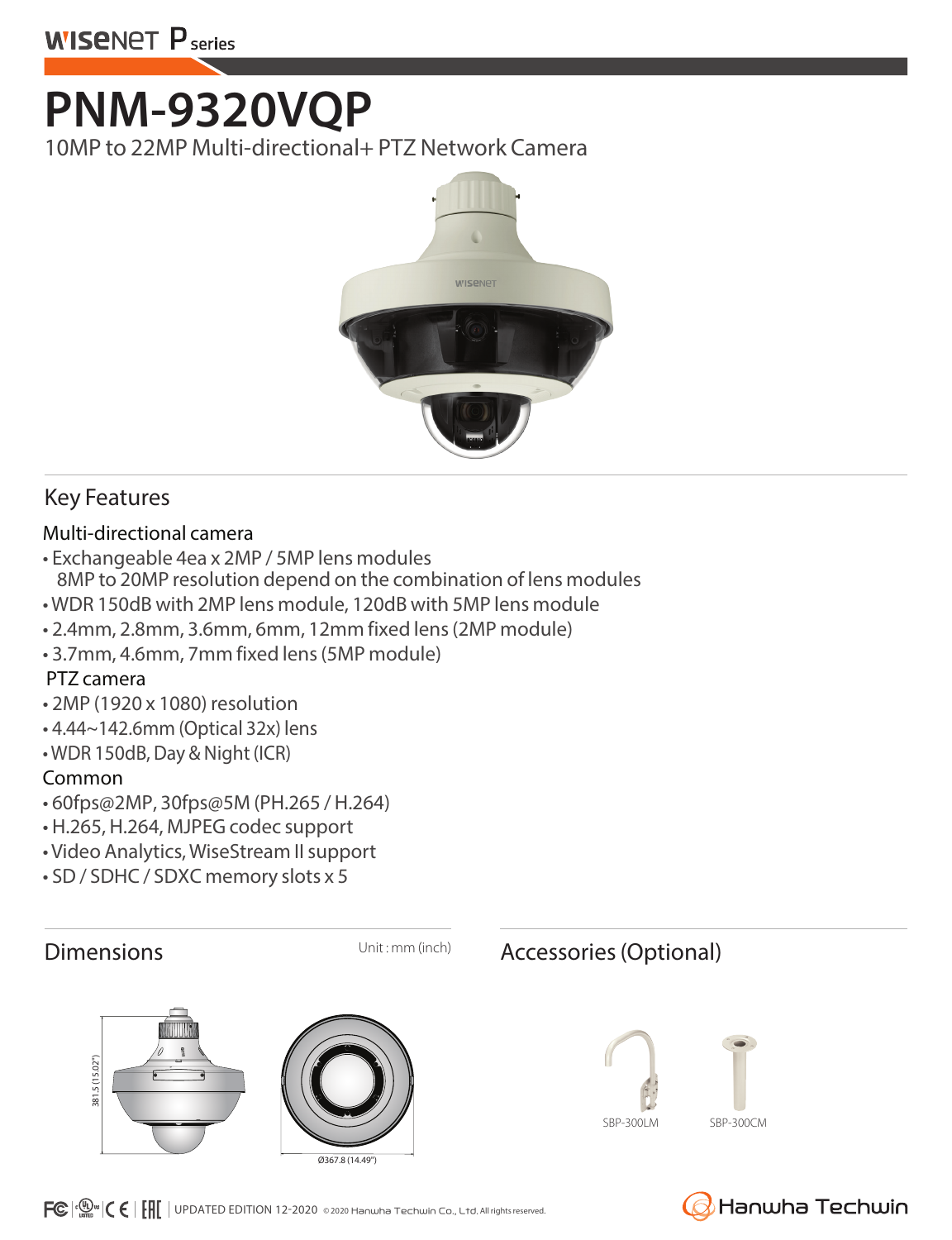WISENET P series

# PNM-9320VQP

10MP to 22MP Multi-directional+ PTZ Network Camera

## Key Features

### Multi-directional camera

- Exchangeable 4ea x 2MP / 5MP lens modules
  8MP to 20MP resolution depend on the combination of lens modules
- WDR 150dB with 2MP lens module, 120dB with 5MP lens module
- 2.4mm, 2.8mm, 3.6mm, 6mm, 12mm fixed lens (2MP module)
- 3.7mm, 4.6mm, 7mm fixed lens (5MP module)

### PTZ camera

- 2MP (1920 x 1080) resolution
- 4.44~142.6mm (Optical 32x) lens
- WDR 150dB, Day & Night (ICR)

### Common

- 60fps@2MP, 30fps@5M (PH.265 / H.264)
- H.265, H.264, MJPEG codec support
- Video Analytics, WiseStream II support
- SD / SDHC / SDXC memory slots x 5

## Dimensions

Unit : mm (inch)

381.5 (15.02")

Ø367.8 (14.49")

## Accessories (Optional)

SBP-300LM

SBP-300CM

UPDATED EDITION 12-2020 © 2020 Hanwha Techwin Co., Ltd. All rights reserved.

Hanwha Techwin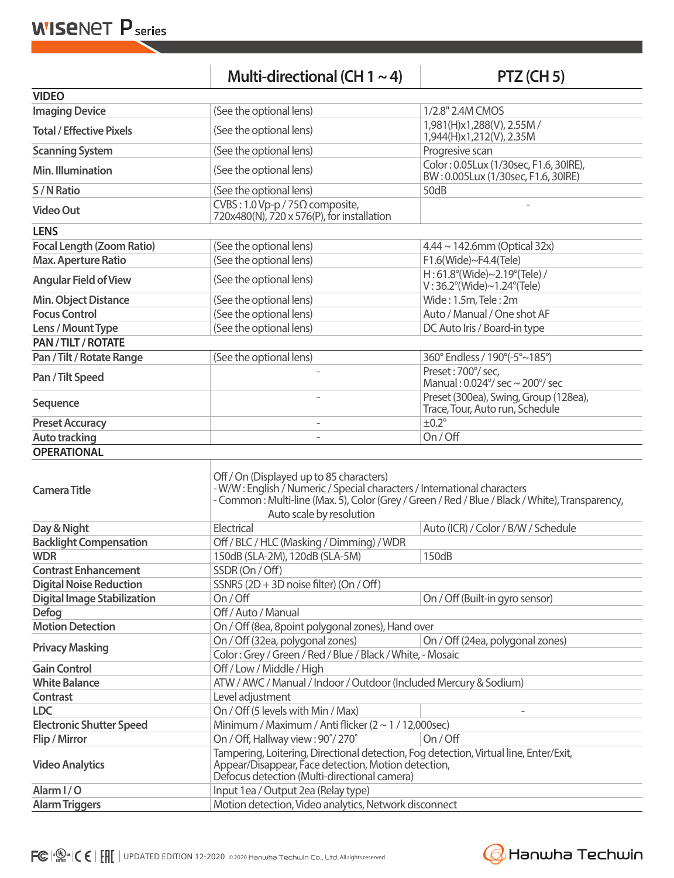| | Multi-directional (CH 1 ~ 4) | PTZ (CH 5) |
|---|---|---|
| **VIDEO** | | |
| Imaging Device | (See the optional lens) | 1/2.8" 2.4M CMOS |
| Total / Effective Pixels | (See the optional lens) | 1,981(H)x1,288(V), 2.55M / 1,944(H)x1,212(V), 2.35M |
| Scanning System | (See the optional lens) | Progresive scan |
| Min. Illumination | (See the optional lens) | Color : 0.05Lux (1/30sec, F1.6, 30IRE), BW : 0.005Lux (1/30sec, F1.6, 30IRE) |
| S / N Ratio | (See the optional lens) | 50dB |
| Video Out | CVBS : 1.0 Vp-p / 75Ω composite, 720x480(N), 720 x 576(P), for installation | - |
| **LENS** | | |
| Focal Length (Zoom Ratio) | (See the optional lens) | 4.44 ~ 142.6mm (Optical 32x) |
| Max. Aperture Ratio | (See the optional lens) | F1.6(Wide)~F4.4(Tele) |
| Angular Field of View | (See the optional lens) | H : 61.8°(Wide)~2.19°(Tele) / V : 36.2°(Wide)~1.24°(Tele) |
| Min. Object Distance | (See the optional lens) | Wide : 1.5m, Tele : 2m |
| Focus Control | (See the optional lens) | Auto / Manual / One shot AF |
| Lens / Mount Type | (See the optional lens) | DC Auto Iris / Board-in type |
| **PAN / TILT / ROTATE** | | |
| Pan / Tilt / Rotate Range | (See the optional lens) | 360° Endless / 190°(-5°~185°) |
| Pan / Tilt Speed | - | Preset : 700°/ sec, Manual : 0.024°/ sec ~ 200°/ sec |
| Sequence | - | Preset (300ea), Swing, Group (128ea), Trace, Tour, Auto run, Schedule |
| Preset Accuracy | - | ±0.2° |
| Auto tracking | - | On / Off |
| **OPERATIONAL** | | |
| Camera Title | Off / On (Displayed up to 85 characters) - W/W : English / Numeric / Special characters / International characters - Common : Multi-line (Max. 5), Color (Grey / Green / Red / Blue / Black / White), Transparency, Auto scale by resolution | |
| Day & Night | Electrical | Auto (ICR) / Color / B/W / Schedule |
| Backlight Compensation | Off / BLC / HLC (Masking / Dimming) / WDR | |
| WDR | 150dB (SLA-2M), 120dB (SLA-5M) | 150dB |
| Contrast Enhancement | SSDR (On / Off) | |
| Digital Noise Reduction | SSNR5 (2D + 3D noise filter) (On / Off) | |
| Digital Image Stabilization | On / Off | On / Off (Built-in gyro sensor) |
| Defog | Off / Auto / Manual | |
| Motion Detection | On / Off (8ea, 8point polygonal zones), Hand over | |
| Privacy Masking | On / Off (32ea, polygonal zones) | On / Off (24ea, polygonal zones) |
| | Color : Grey / Green / Red / Blue / Black / White, - Mosaic | |
| Gain Control | Off / Low / Middle / High | |
| White Balance | ATW / AWC / Manual / Indoor / Outdoor (Included Mercury & Sodium) | |
| Contrast | Level adjustment | |
| LDC | On / Off (5 levels with Min / Max) | - |
| Electronic Shutter Speed | Minimum / Maximum / Anti flicker (2 ~ 1 / 12,000sec) | |
| Flip / Mirror | On / Off, Hallway view : 90˚/ 270˚ | On / Off |
| Video Analytics | Tampering, Loitering, Directional detection, Fog detection, Virtual line, Enter/Exit, Appear/Disappear, Face detection, Motion detection, Defocus detection (Multi-directional camera) | |
| Alarm I / O | Input 1ea / Output 2ea (Relay type) | |
| Alarm Triggers | Motion detection, Video analytics, Network disconnect | |

UPDATED EDITION 12-2020 ©2020 Hanwha Techwin Co., Ltd. All rights reserved.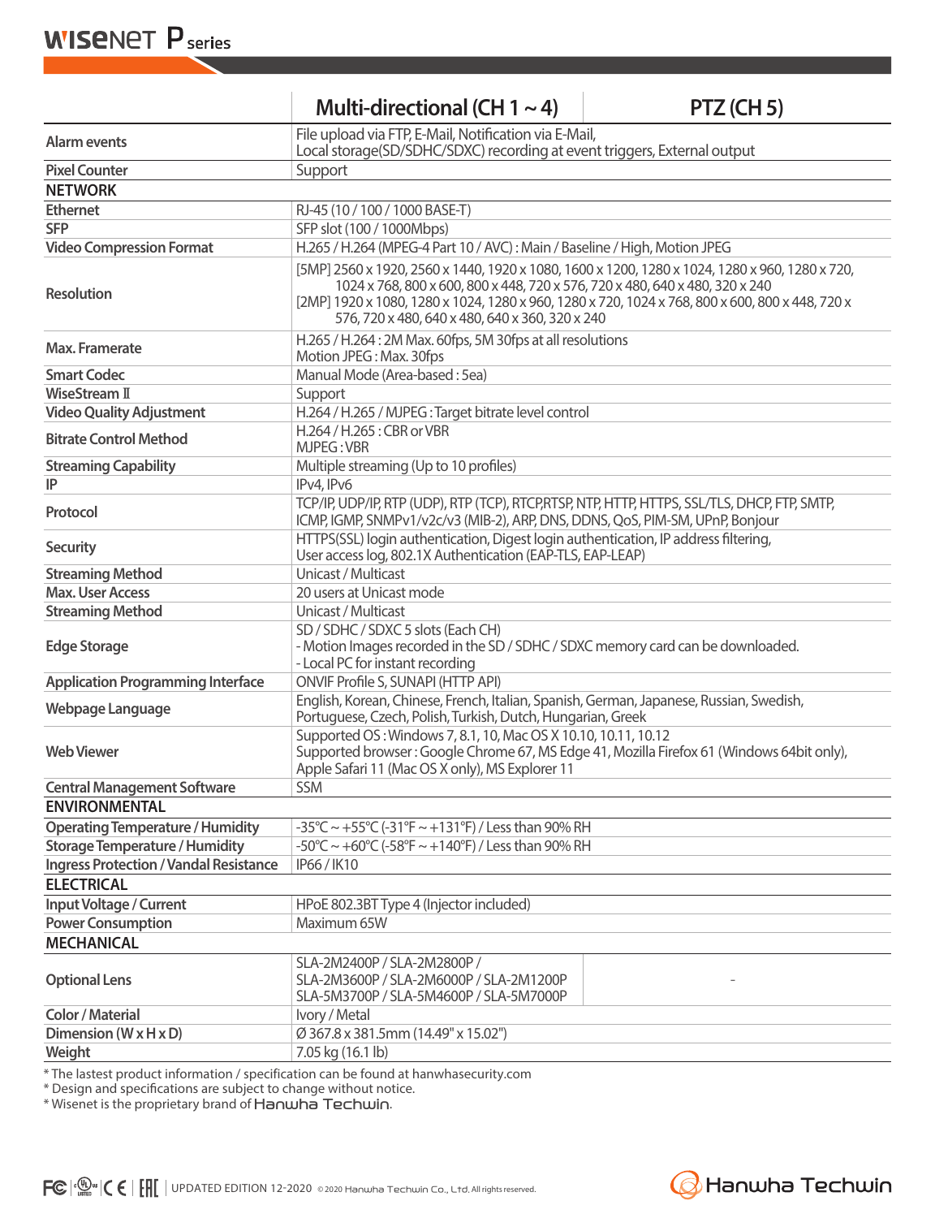| | Multi-directional (CH 1 ~ 4) | PTZ (CH 5) |
|---|---|---|
| Alarm events | File upload via FTP, E-Mail, Notification via E-Mail,<br>Local storage(SD/SDHC/SDXC) recording at event triggers, External output | |
| Pixel Counter | Support | |
| **NETWORK** | | |
| Ethernet | RJ-45 (10 / 100 / 1000 BASE-T) | |
| SFP | SFP slot (100 / 1000Mbps) | |
| Video Compression Format | H.265 / H.264 (MPEG-4 Part 10 / AVC) : Main / Baseline / High, Motion JPEG | |
| Resolution | [5MP] 2560 x 1920, 2560 x 1440, 1920 x 1080, 1600 x 1200, 1280 x 1024, 1280 x 960, 1280 x 720, 1024 x 768, 800 x 600, 800 x 448, 720 x 576, 720 x 480, 640 x 480, 320 x 240<br>[2MP] 1920 x 1080, 1280 x 1024, 1280 x 960, 1280 x 720, 1024 x 768, 800 x 600, 800 x 448, 720 x 576, 720 x 480, 640 x 480, 640 x 360, 320 x 240 | |
| Max. Framerate | H.265 / H.264 : 2M Max. 60fps, 5M 30fps at all resolutions<br>Motion JPEG : Max. 30fps | |
| Smart Codec | Manual Mode (Area-based : 5ea) | |
| WiseStream II | Support | |
| Video Quality Adjustment | H.264 / H.265 / MJPEG : Target bitrate level control | |
| Bitrate Control Method | H.264 / H.265 : CBR or VBR<br>MJPEG : VBR | |
| Streaming Capability | Multiple streaming (Up to 10 profiles) | |
| IP | IPv4, IPv6 | |
| Protocol | TCP/IP, UDP/IP, RTP (UDP), RTP (TCP), RTCP,RTSP, NTP, HTTP, HTTPS, SSL/TLS, DHCP, FTP, SMTP, ICMP, IGMP, SNMPv1/v2c/v3 (MIB-2), ARP, DNS, DDNS, QoS, PIM-SM, UPnP, Bonjour | |
| Security | HTTPS(SSL) login authentication, Digest login authentication, IP address filtering,<br>User access log, 802.1X Authentication (EAP-TLS, EAP-LEAP) | |
| Streaming Method | Unicast / Multicast | |
| Max. User Access | 20 users at Unicast mode | |
| Streaming Method | Unicast / Multicast | |
| Edge Storage | SD / SDHC / SDXC 5 slots (Each CH)<br>- Motion Images recorded in the SD / SDHC / SDXC memory card can be downloaded.<br>- Local PC for instant recording | |
| Application Programming Interface | ONVIF Profile S, SUNAPI (HTTP API) | |
| Webpage Language | English, Korean, Chinese, French, Italian, Spanish, German, Japanese, Russian, Swedish, Portuguese, Czech, Polish, Turkish, Dutch, Hungarian, Greek | |
| Web Viewer | Supported OS : Windows 7, 8.1, 10, Mac OS X 10.10, 10.11, 10.12<br>Supported browser : Google Chrome 67, MS Edge 41, Mozilla Firefox 61 (Windows 64bit only), Apple Safari 11 (Mac OS X only), MS Explorer 11 | |
| Central Management Software | SSM | |
| **ENVIRONMENTAL** | | |
| Operating Temperature / Humidity | -35°C ~ +55°C (-31°F ~ +131°F) / Less than 90% RH | |
| Storage Temperature / Humidity | -50°C ~ +60°C (-58°F ~ +140°F) / Less than 90% RH | |
| Ingress Protection / Vandal Resistance | IP66 / IK10 | |
| **ELECTRICAL** | | |
| Input Voltage / Current | HPoE 802.3BT Type 4 (Injector included) | |
| Power Consumption | Maximum 65W | |
| **MECHANICAL** | | |
| Optional Lens | SLA-2M2400P / SLA-2M2800P /<br>SLA-2M3600P / SLA-2M6000P / SLA-2M1200P<br>SLA-5M3700P / SLA-5M4600P / SLA-5M7000P | - |
| Color / Material | Ivory / Metal | |
| Dimension (W x H x D) | Ø 367.8 x 381.5mm (14.49" x 15.02") | |
| Weight | 7.05 kg (16.1 lb) | |

* The lastest product information / specification can be found at hanwhasecurity.com
* Design and specifications are subject to change without notice.
* Wisenet is the proprietary brand of Hanwha Techwin.

UPDATED EDITION 12-2020 © 2020 Hanwha Techwin Co., Ltd. All rights reserved.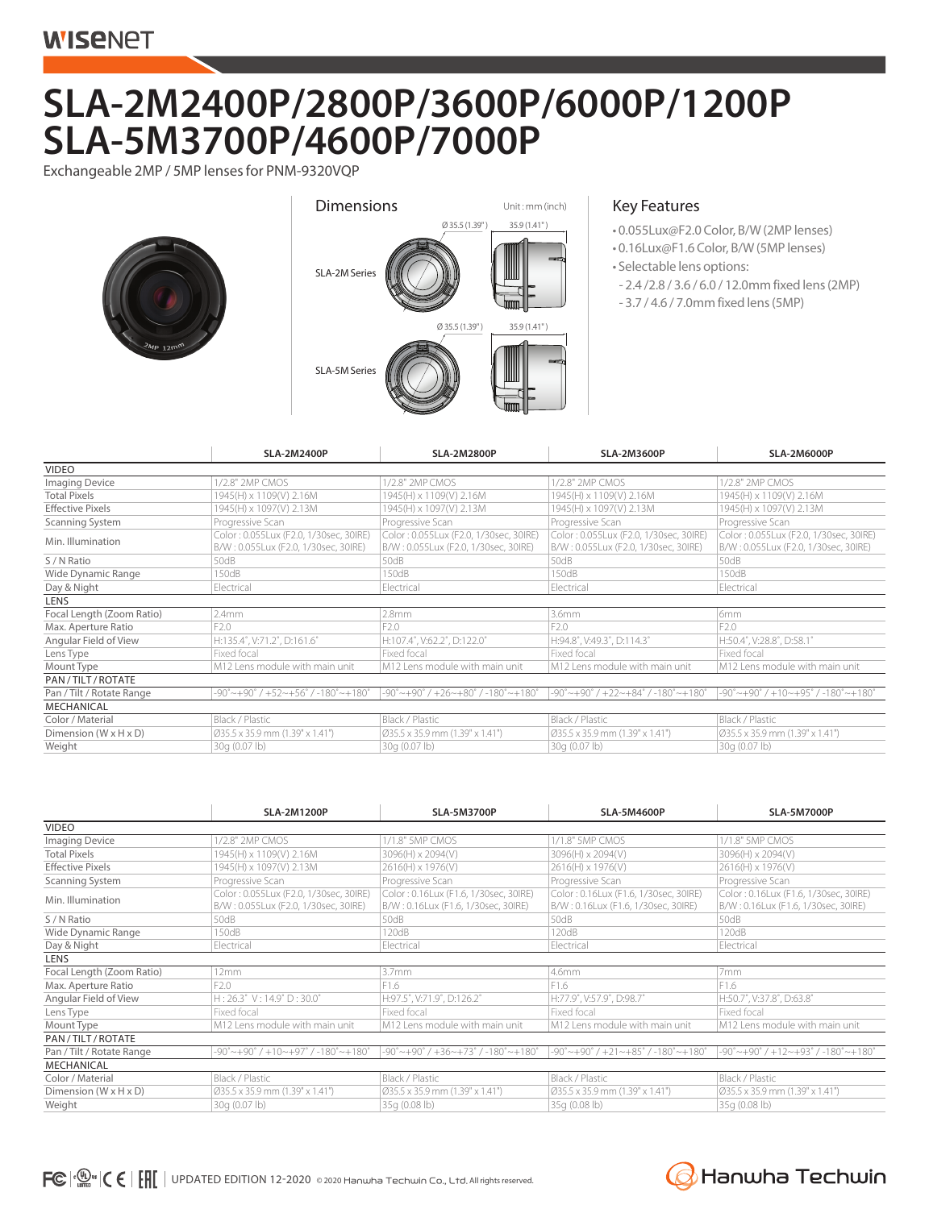WISENET

# SLA-2M2400P/2800P/3600P/6000P/1200P
# SLA-5M3700P/4600P/7000P

Exchangeable 2MP / 5MP lenses for PNM-9320VQP

## Dimensions

Unit : mm (inch)

SLA-2M Series

Ø 35.5 (1.39")

35.9 (1.41")

SLA-5M Series

Ø 35.5 (1.39")

35.9 (1.41")

## Key Features

- 0.055Lux@F2.0 Color, B/W (2MP lenses)
- 0.16Lux@F1.6 Color, B/W (5MP lenses)
- Selectable lens options:
  - 2.4 / 2.8 / 3.6 / 6.0 / 12.0mm fixed lens (2MP)
  - 3.7 / 4.6 / 7.0mm fixed lens (5MP)

| | SLA-2M2400P | SLA-2M2800P | SLA-2M3600P | SLA-2M6000P |
|---|---|---|---|---|
| VIDEO | | | | |
| Imaging Device | 1/2.8" 2MP CMOS | 1/2.8" 2MP CMOS | 1/2.8" 2MP CMOS | 1/2.8" 2MP CMOS |
| Total Pixels | 1945(H) x 1109(V) 2.16M | 1945(H) x 1109(V) 2.16M | 1945(H) x 1109(V) 2.16M | 1945(H) x 1109(V) 2.16M |
| Effective Pixels | 1945(H) x 1097(V) 2.13M | 1945(H) x 1097(V) 2.13M | 1945(H) x 1097(V) 2.13M | 1945(H) x 1097(V) 2.13M |
| Scanning System | Progressive Scan | Progressive Scan | Progressive Scan | Progressive Scan |
| Min. Illumination | Color : 0.055Lux (F2.0, 1/30sec, 30IRE) B/W : 0.055Lux (F2.0, 1/30sec, 30IRE) | Color : 0.055Lux (F2.0, 1/30sec, 30IRE) B/W : 0.055Lux (F2.0, 1/30sec, 30IRE) | Color : 0.055Lux (F2.0, 1/30sec, 30IRE) B/W : 0.055Lux (F2.0, 1/30sec, 30IRE) | Color : 0.055Lux (F2.0, 1/30sec, 30IRE) B/W : 0.055Lux (F2.0, 1/30sec, 30IRE) |
| S / N Ratio | 50dB | 50dB | 50dB | 50dB |
| Wide Dynamic Range | 150dB | 150dB | 150dB | 150dB |
| Day & Night | Electrical | Electrical | Electrical | Electrical |
| LENS | | | | |
| Focal Length (Zoom Ratio) | 2.4mm | 2.8mm | 3.6mm | 6mm |
| Max. Aperture Ratio | F2.0 | F2.0 | F2.0 | F2.0 |
| Angular Field of View | H:135.4˚, V:71.2˚, D:161.6˚ | H:107.4˚, V:62.2˚, D:122.0˚ | H:94.8˚, V:49.3˚, D:114.3˚ | H:50.4˚, V:28.8˚, D:58.1˚ |
| Lens Type | Fixed focal | Fixed focal | Fixed focal | Fixed focal |
| Mount Type | M12 Lens module with main unit | M12 Lens module with main unit | M12 Lens module with main unit | M12 Lens module with main unit |
| PAN / TILT / ROTATE | | | | |
| Pan / Tilt / Rotate Range | -90˚~+90˚ / +52~+56˚ / -180˚~+180˚ | -90˚~+90˚ / +26~+80˚ / -180˚~+180˚ | -90˚~+90˚ / +22~+84˚ / -180˚~+180˚ | -90˚~+90˚ / +10~+95˚ / -180˚~+180˚ |
| MECHANICAL | | | | |
| Color / Material | Black / Plastic | Black / Plastic | Black / Plastic | Black / Plastic |
| Dimension (W x H x D) | Ø35.5 x 35.9 mm (1.39" x 1.41") | Ø35.5 x 35.9 mm (1.39" x 1.41") | Ø35.5 x 35.9 mm (1.39" x 1.41") | Ø35.5 x 35.9 mm (1.39" x 1.41") |
| Weight | 30g (0.07 lb) | 30g (0.07 lb) | 30g (0.07 lb) | 30g (0.07 lb) |

| | SLA-2M1200P | SLA-5M3700P | SLA-5M4600P | SLA-5M7000P |
|---|---|---|---|---|
| VIDEO | | | | |
| Imaging Device | 1/2.8" 2MP CMOS | 1/1.8" 5MP CMOS | 1/1.8" 5MP CMOS | 1/1.8" 5MP CMOS |
| Total Pixels | 1945(H) x 1109(V) 2.16M | 3096(H) x 2094(V) | 3096(H) x 2094(V) | 3096(H) x 2094(V) |
| Effective Pixels | 1945(H) x 1097(V) 2.13M | 2616(H) x 1976(V) | 2616(H) x 1976(V) | 2616(H) x 1976(V) |
| Scanning System | Progressive Scan | Progressive Scan | Progressive Scan | Progressive Scan |
| Min. Illumination | Color : 0.055Lux (F2.0, 1/30sec, 30IRE) B/W : 0.055Lux (F2.0, 1/30sec, 30IRE) | Color : 0.16Lux (F1.6, 1/30sec, 30IRE) B/W : 0.16Lux (F1.6, 1/30sec, 30IRE) | Color : 0.16Lux (F1.6, 1/30sec, 30IRE) B/W : 0.16Lux (F1.6, 1/30sec, 30IRE) | Color : 0.16Lux (F1.6, 1/30sec, 30IRE) B/W : 0.16Lux (F1.6, 1/30sec, 30IRE) |
| S / N Ratio | 50dB | 50dB | 50dB | 50dB |
| Wide Dynamic Range | 150dB | 120dB | 120dB | 120dB |
| Day & Night | Electrical | Electrical | Electrical | Electrical |
| LENS | | | | |
| Focal Length (Zoom Ratio) | 12mm | 3.7mm | 4.6mm | 7mm |
| Max. Aperture Ratio | F2.0 | F1.6 | F1.6 | F1.6 |
| Angular Field of View | H : 26.3˚ V : 14.9˚ D : 30.0˚ | H:97.5˚, V:71.9˚, D:126.2˚ | H:77.9˚, V:57.9˚, D:98.7˚ | H:50.7˚, V:37.8˚, D:63.8˚ |
| Lens Type | Fixed focal | Fixed focal | Fixed focal | Fixed focal |
| Mount Type | M12 Lens module with main unit | M12 Lens module with main unit | M12 Lens module with main unit | M12 Lens module with main unit |
| PAN / TILT / ROTATE | | | | |
| Pan / Tilt / Rotate Range | -90˚~+90˚ / +10~+97˚ / -180˚~+180˚ | -90˚~+90˚ / +36~+73˚ / -180˚~+180˚ | -90˚~+90˚ / +21~+85˚ / -180˚~+180˚ | -90˚~+90˚ / +12~+93˚ / -180˚~+180˚ |
| MECHANICAL | | | | |
| Color / Material | Black / Plastic | Black / Plastic | Black / Plastic | Black / Plastic |
| Dimension (W x H x D) | Ø35.5 x 35.9 mm (1.39" x 1.41") | Ø35.5 x 35.9 mm (1.39" x 1.41") | Ø35.5 x 35.9 mm (1.39" x 1.41") | Ø35.5 x 35.9 mm (1.39" x 1.41") |
| Weight | 30g (0.07 lb) | 35g (0.08 lb) | 35g (0.08 lb) | 35g (0.08 lb) |

UPDATED EDITION 12-2020 © 2020 Hanwha Techwin Co., Ltd. All rights reserved.

Hanwha Techwin